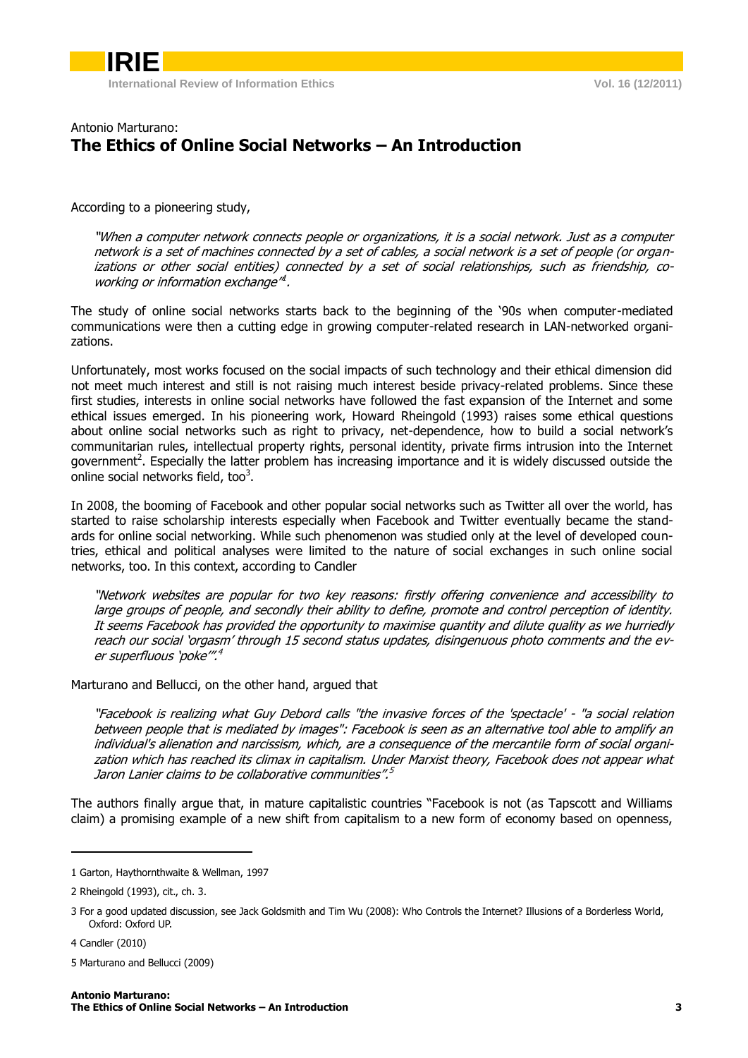Antonio Marturano:

# The Ethics of Online Social Networks – An Introduction

According to a pioneering study,

> *"When a computer network connects people or organizations, it is a social network. Just as a computer network is a set of machines connected by a set of cables, a social network is a set of people (or organizations or other social entities) connected by a set of social relationships, such as friendship, coworking or information exchange"*[1].

The study of online social networks starts back to the beginning of the '90s when computer-mediated communications were then a cutting edge in growing computer-related research in LAN-networked organizations.

Unfortunately, most works focused on the social impacts of such technology and their ethical dimension did not meet much interest and still is not raising much interest beside privacy-related problems. Since these first studies, interests in online social networks have followed the fast expansion of the Internet and some ethical issues emerged. In his pioneering work, Howard Rheingold (1993) raises some ethical questions about online social networks such as right to privacy, net-dependence, how to build a social network's communitarian rules, intellectual property rights, personal identity, private firms intrusion into the Internet government[2]. Especially the latter problem has increasing importance and it is widely discussed outside the online social networks field, too[3].

In 2008, the booming of Facebook and other popular social networks such as Twitter all over the world, has started to raise scholarship interests especially when Facebook and Twitter eventually became the standards for online social networking. While such phenomenon was studied only at the level of developed countries, ethical and political analyses were limited to the nature of social exchanges in such online social networks, too. In this context, according to Candler

> *"Network websites are popular for two key reasons: firstly offering convenience and accessibility to large groups of people, and secondly their ability to define, promote and control perception of identity. It seems Facebook has provided the opportunity to maximise quantity and dilute quality as we hurriedly reach our social 'orgasm' through 15 second status updates, disingenuous photo comments and the ever superfluous 'poke'"*.[4]

Marturano and Bellucci, on the other hand, argued that

> *"Facebook is realizing what Guy Debord calls "the invasive forces of the 'spectacle' - "a social relation between people that is mediated by images": Facebook is seen as an alternative tool able to amplify an individual's alienation and narcissism, which, are a consequence of the mercantile form of social organization which has reached its climax in capitalism. Under Marxist theory, Facebook does not appear what Jaron Lanier claims to be collaborative communities"*.[5]

The authors finally argue that, in mature capitalistic countries "Facebook is not (as Tapscott and Williams claim) a promising example of a new shift from capitalism to a new form of economy based on openness,

---

1 Garton, Haythornthwaite & Wellman, 1997

2 Rheingold (1993), cit., ch. 3.

3 For a good updated discussion, see Jack Goldsmith and Tim Wu (2008): Who Controls the Internet? Illusions of a Borderless World, Oxford: Oxford UP.

4 Candler (2010)

5 Marturano and Bellucci (2009)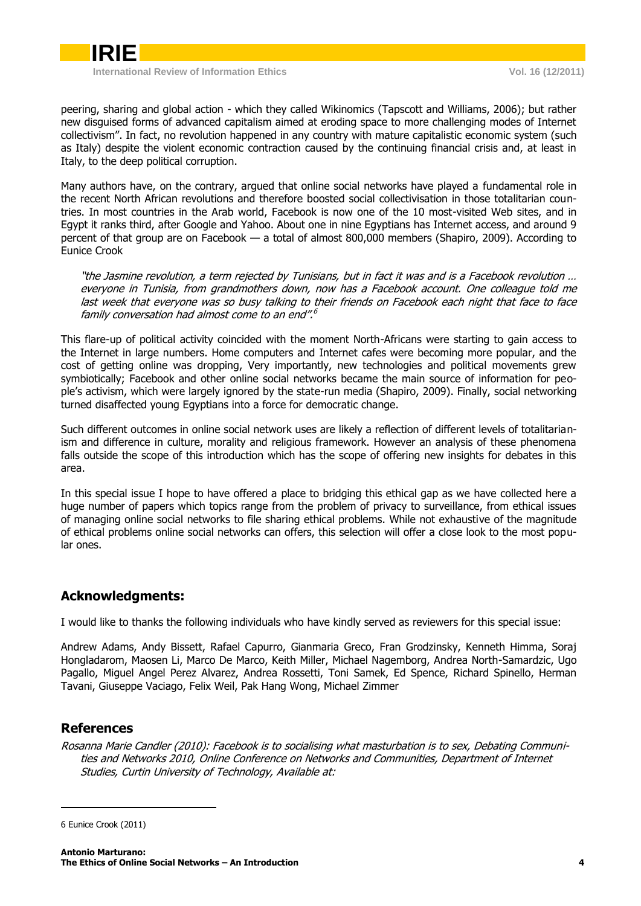peering, sharing and global action - which they called Wikinomics (Tapscott and Williams, 2006); but rather new disguised forms of advanced capitalism aimed at eroding space to more challenging modes of Internet collectivism". In fact, no revolution happened in any country with mature capitalistic economic system (such as Italy) despite the violent economic contraction caused by the continuing financial crisis and, at least in Italy, to the deep political corruption.

Many authors have, on the contrary, argued that online social networks have played a fundamental role in the recent North African revolutions and therefore boosted social collectivisation in those totalitarian countries. In most countries in the Arab world, Facebook is now one of the 10 most-visited Web sites, and in Egypt it ranks third, after Google and Yahoo. About one in nine Egyptians has Internet access, and around 9 percent of that group are on Facebook — a total of almost 800,000 members (Shapiro, 2009). According to Eunice Crook

> *"the Jasmine revolution, a term rejected by Tunisians, but in fact it was and is a Facebook revolution … everyone in Tunisia, from grandmothers down, now has a Facebook account. One colleague told me last week that everyone was so busy talking to their friends on Facebook each night that face to face family conversation had almost come to an end".*[6]

This flare-up of political activity coincided with the moment North-Africans were starting to gain access to the Internet in large numbers. Home computers and Internet cafes were becoming more popular, and the cost of getting online was dropping, Very importantly, new technologies and political movements grew symbiotically; Facebook and other online social networks became the main source of information for people's activism, which were largely ignored by the state-run media (Shapiro, 2009). Finally, social networking turned disaffected young Egyptians into a force for democratic change.

Such different outcomes in online social network uses are likely a reflection of different levels of totalitarianism and difference in culture, morality and religious framework. However an analysis of these phenomena falls outside the scope of this introduction which has the scope of offering new insights for debates in this area.

In this special issue I hope to have offered a place to bridging this ethical gap as we have collected here a huge number of papers which topics range from the problem of privacy to surveillance, from ethical issues of managing online social networks to file sharing ethical problems. While not exhaustive of the magnitude of ethical problems online social networks can offers, this selection will offer a close look to the most popular ones.

## Acknowledgments:

I would like to thanks the following individuals who have kindly served as reviewers for this special issue:

Andrew Adams, Andy Bissett, Rafael Capurro, Gianmaria Greco, Fran Grodzinsky, Kenneth Himma, Soraj Hongladarom, Maosen Li, Marco De Marco, Keith Miller, Michael Nagemborg, Andrea North-Samardzic, Ugo Pagallo, Miguel Angel Perez Alvarez, Andrea Rossetti, Toni Samek, Ed Spence, Richard Spinello, Herman Tavani, Giuseppe Vaciago, Felix Weil, Pak Hang Wong, Michael Zimmer

## References

*Rosanna Marie Candler (2010): Facebook is to socialising what masturbation is to sex, Debating Communities and Networks 2010, Online Conference on Networks and Communities, Department of Internet Studies, Curtin University of Technology, Available at:*

---

6 Eunice Crook (2011)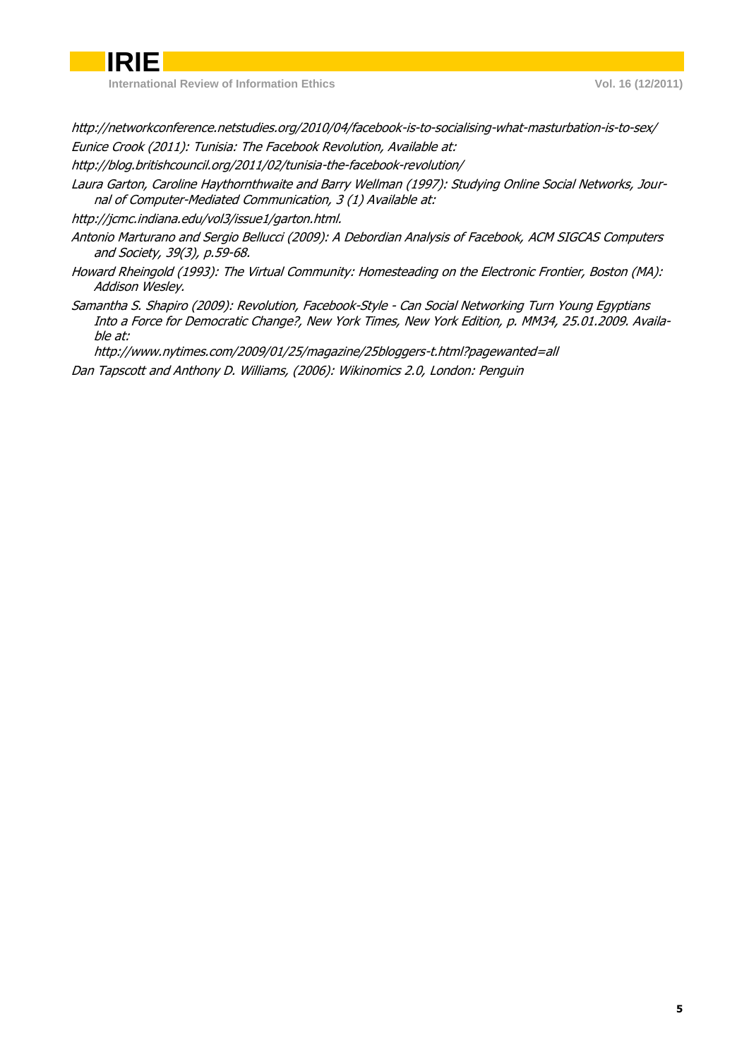*http://networkconference.netstudies.org/2010/04/facebook-is-to-socialising-what-masturbation-is-to-sex/*

*Eunice Crook (2011): Tunisia: The Facebook Revolution, Available at:*

*http://blog.britishcouncil.org/2011/02/tunisia-the-facebook-revolution/*

*Laura Garton, Caroline Haythornthwaite and Barry Wellman (1997): Studying Online Social Networks, Journal of Computer-Mediated Communication, 3 (1) Available at:*

*http://jcmc.indiana.edu/vol3/issue1/garton.html.*

*Antonio Marturano and Sergio Bellucci (2009): A Debordian Analysis of Facebook, ACM SIGCAS Computers and Society, 39(3), p.59-68.*

*Howard Rheingold (1993): The Virtual Community: Homesteading on the Electronic Frontier, Boston (MA): Addison Wesley.*

*Samantha S. Shapiro (2009): Revolution, Facebook-Style - Can Social Networking Turn Young Egyptians Into a Force for Democratic Change?, New York Times, New York Edition, p. MM34, 25.01.2009. Available at:*

*http://www.nytimes.com/2009/01/25/magazine/25bloggers-t.html?pagewanted=all*

*Dan Tapscott and Anthony D. Williams, (2006): Wikinomics 2.0, London: Penguin*